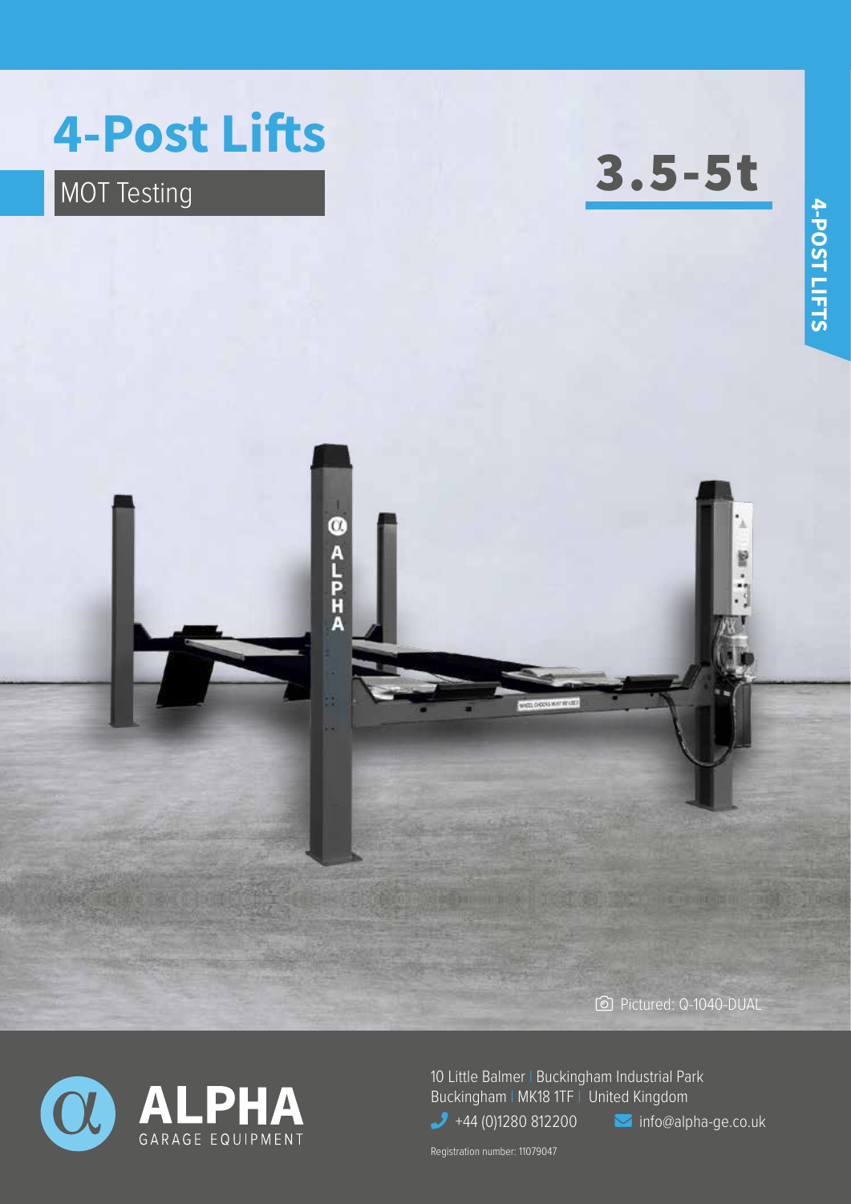# 4-Post Lifts

## MOT Testing

## 3.5-5t

4-POST LIFTS

Pictured: Q-1040-DUAL

ALPHA GARAGE EQUIPMENT

10 Little Balmer | Buckingham Industrial Park
Buckingham | MK18 1TF | United Kingdom

+44 (0)1280 812200

info@alpha-ge.co.uk

Registration number: 11079047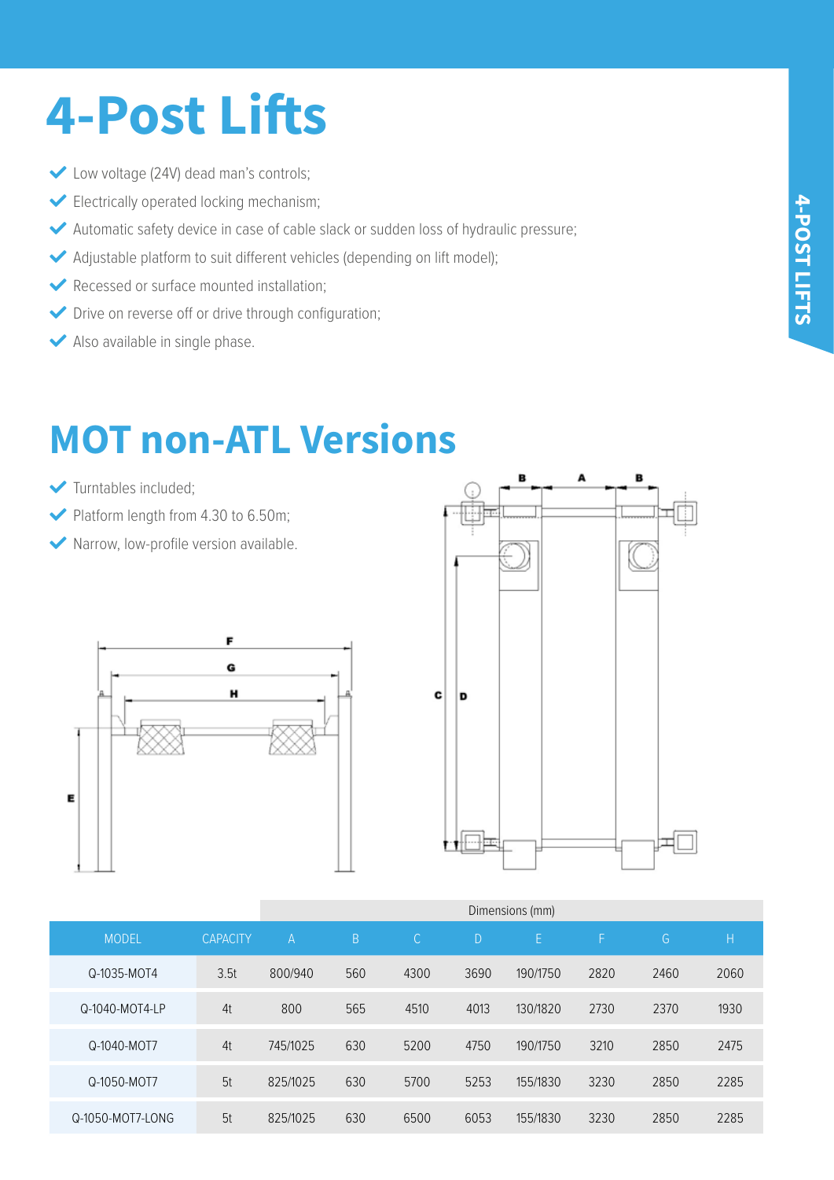# 4-Post Lifts

- Low voltage (24V) dead man's controls;
- Electrically operated locking mechanism;
- Automatic safety device in case of cable slack or sudden loss of hydraulic pressure;
- Adjustable platform to suit different vehicles (depending on lift model);
- Recessed or surface mounted installation;
- Drive on reverse off or drive through configuration;
- Also available in single phase.

# MOT non-ATL Versions

- Turntables included;
- Platform length from 4.30 to 6.50m;
- Narrow, low-profile version available.

| | | Dimensions (mm) | | | | | | | |
|---|---|---|---|---|---|---|---|---|---|
| MODEL | CAPACITY | A | B | C | D | E | F | G | H |
| Q-1035-MOT4 | 3.5t | 800/940 | 560 | 4300 | 3690 | 190/1750 | 2820 | 2460 | 2060 |
| Q-1040-MOT4-LP | 4t | 800 | 565 | 4510 | 4013 | 130/1820 | 2730 | 2370 | 1930 |
| Q-1040-MOT7 | 4t | 745/1025 | 630 | 5200 | 4750 | 190/1750 | 3210 | 2850 | 2475 |
| Q-1050-MOT7 | 5t | 825/1025 | 630 | 5700 | 5253 | 155/1830 | 3230 | 2850 | 2285 |
| Q-1050-MOT7-LONG | 5t | 825/1025 | 630 | 6500 | 6053 | 155/1830 | 3230 | 2850 | 2285 |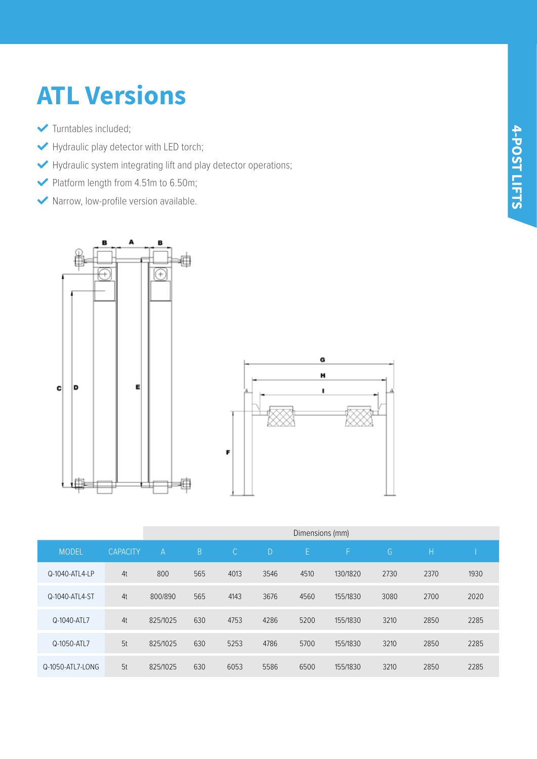# ATL Versions

- Turntables included;
- Hydraulic play detector with LED torch;
- Hydraulic system integrating lift and play detector operations;
- Platform length from 4.51m to 6.50m;
- Narrow, low-profile version available.

| | | Dimensions (mm) | | | | | | | | |
|---|---|---|---|---|---|---|---|---|---|---|
| MODEL | CAPACITY | A | B | C | D | E | F | G | H | I |
| Q-1040-ATL4-LP | 4t | 800 | 565 | 4013 | 3546 | 4510 | 130/1820 | 2730 | 2370 | 1930 |
| Q-1040-ATL4-ST | 4t | 800/890 | 565 | 4143 | 3676 | 4560 | 155/1830 | 3080 | 2700 | 2020 |
| Q-1040-ATL7 | 4t | 825/1025 | 630 | 4753 | 4286 | 5200 | 155/1830 | 3210 | 2850 | 2285 |
| Q-1050-ATL7 | 5t | 825/1025 | 630 | 5253 | 4786 | 5700 | 155/1830 | 3210 | 2850 | 2285 |
| Q-1050-ATL7-LONG | 5t | 825/1025 | 630 | 6053 | 5586 | 6500 | 155/1830 | 3210 | 2850 | 2285 |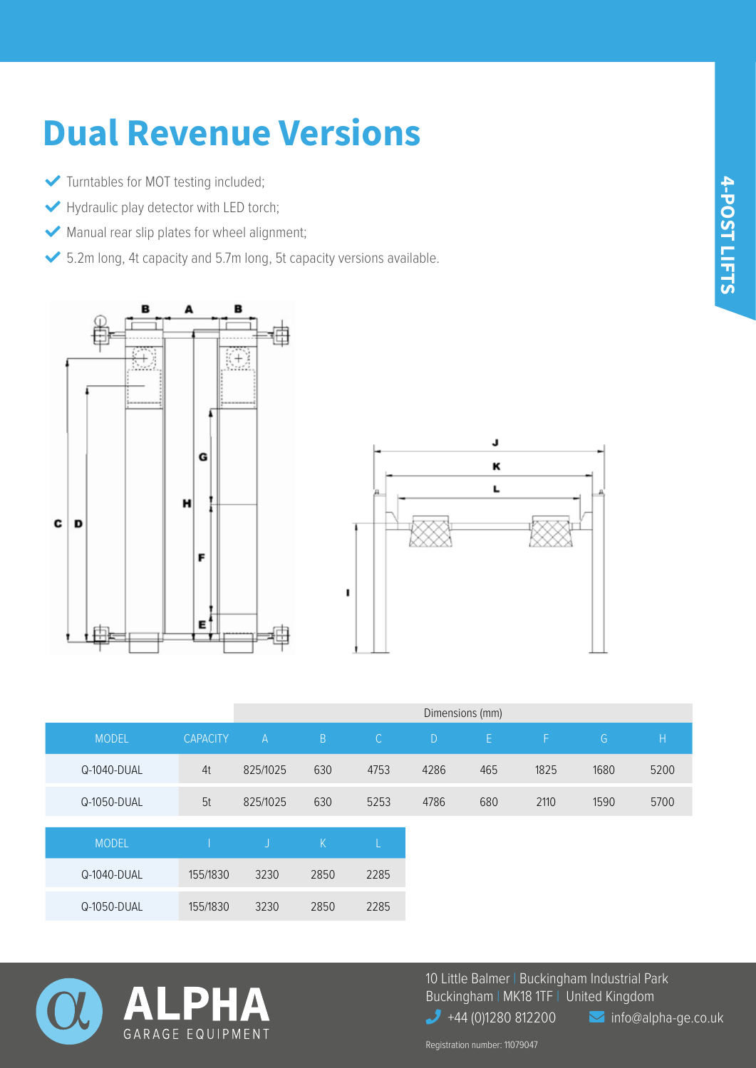# Dual Revenue Versions

- Turntables for MOT testing included;
- Hydraulic play detector with LED torch;
- Manual rear slip plates for wheel alignment;
- 5.2m long, 4t capacity and 5.7m long, 5t capacity versions available.

B A B

C D H G F E

J K L

I

| | | Dimensions (mm) | | | | | | | |
|---|---|---|---|---|---|---|---|---|---|
| MODEL | CAPACITY | A | B | C | D | E | F | G | H |
| Q-1040-DUAL | 4t | 825/1025 | 630 | 4753 | 4286 | 465 | 1825 | 1680 | 5200 |
| Q-1050-DUAL | 5t | 825/1025 | 630 | 5253 | 4786 | 680 | 2110 | 1590 | 5700 |

| MODEL | I | J | K | L |
|---|---|---|---|---|
| Q-1040-DUAL | 155/1830 | 3230 | 2850 | 2285 |
| Q-1050-DUAL | 155/1830 | 3230 | 2850 | 2285 |

ALPHA GARAGE EQUIPMENT

10 Little Balmer | Buckingham Industrial Park
Buckingham | MK18 1TF | United Kingdom
+44 (0)1280 812200 info@alpha-ge.co.uk

Registration number: 11079047